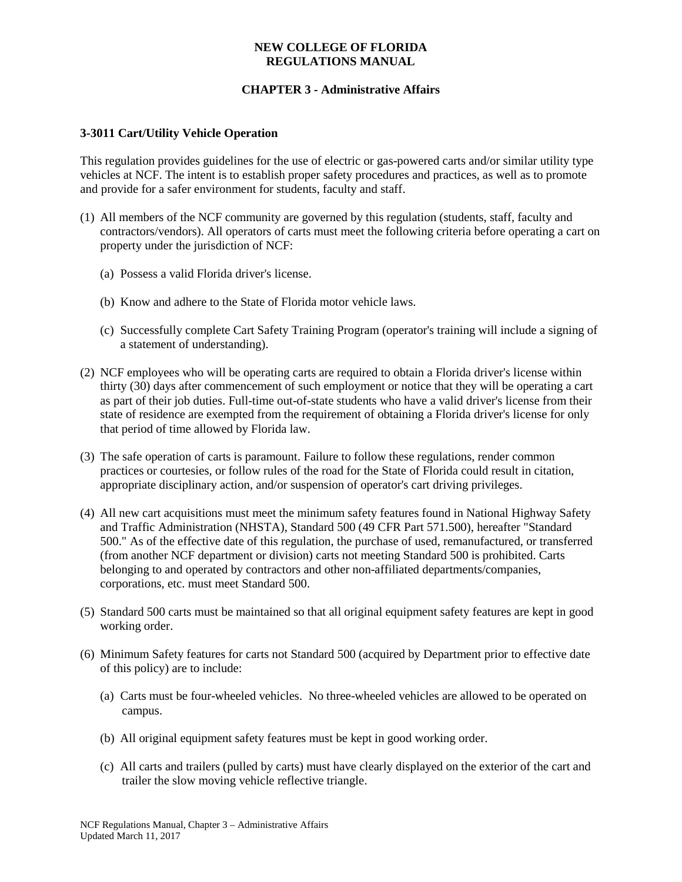**NEW COLLEGE OF FLORIDA**
**REGULATIONS MANUAL**

**CHAPTER 3 - Administrative Affairs**

### 3-3011 Cart/Utility Vehicle Operation

This regulation provides guidelines for the use of electric or gas-powered carts and/or similar utility type vehicles at NCF. The intent is to establish proper safety procedures and practices, as well as to promote and provide for a safer environment for students, faculty and staff.

(1) All members of the NCF community are governed by this regulation (students, staff, faculty and contractors/vendors). All operators of carts must meet the following criteria before operating a cart on property under the jurisdiction of NCF:

  (a) Possess a valid Florida driver's license.

  (b) Know and adhere to the State of Florida motor vehicle laws.

  (c) Successfully complete Cart Safety Training Program (operator's training will include a signing of a statement of understanding).

(2) NCF employees who will be operating carts are required to obtain a Florida driver's license within thirty (30) days after commencement of such employment or notice that they will be operating a cart as part of their job duties. Full-time out-of-state students who have a valid driver's license from their state of residence are exempted from the requirement of obtaining a Florida driver's license for only that period of time allowed by Florida law.

(3) The safe operation of carts is paramount. Failure to follow these regulations, render common practices or courtesies, or follow rules of the road for the State of Florida could result in citation, appropriate disciplinary action, and/or suspension of operator's cart driving privileges.

(4) All new cart acquisitions must meet the minimum safety features found in National Highway Safety and Traffic Administration (NHSTA), Standard 500 (49 CFR Part 571.500), hereafter "Standard 500." As of the effective date of this regulation, the purchase of used, remanufactured, or transferred (from another NCF department or division) carts not meeting Standard 500 is prohibited. Carts belonging to and operated by contractors and other non-affiliated departments/companies, corporations, etc. must meet Standard 500.

(5) Standard 500 carts must be maintained so that all original equipment safety features are kept in good working order.

(6) Minimum Safety features for carts not Standard 500 (acquired by Department prior to effective date of this policy) are to include:

  (a) Carts must be four-wheeled vehicles. No three-wheeled vehicles are allowed to be operated on campus.

  (b) All original equipment safety features must be kept in good working order.

  (c) All carts and trailers (pulled by carts) must have clearly displayed on the exterior of the cart and trailer the slow moving vehicle reflective triangle.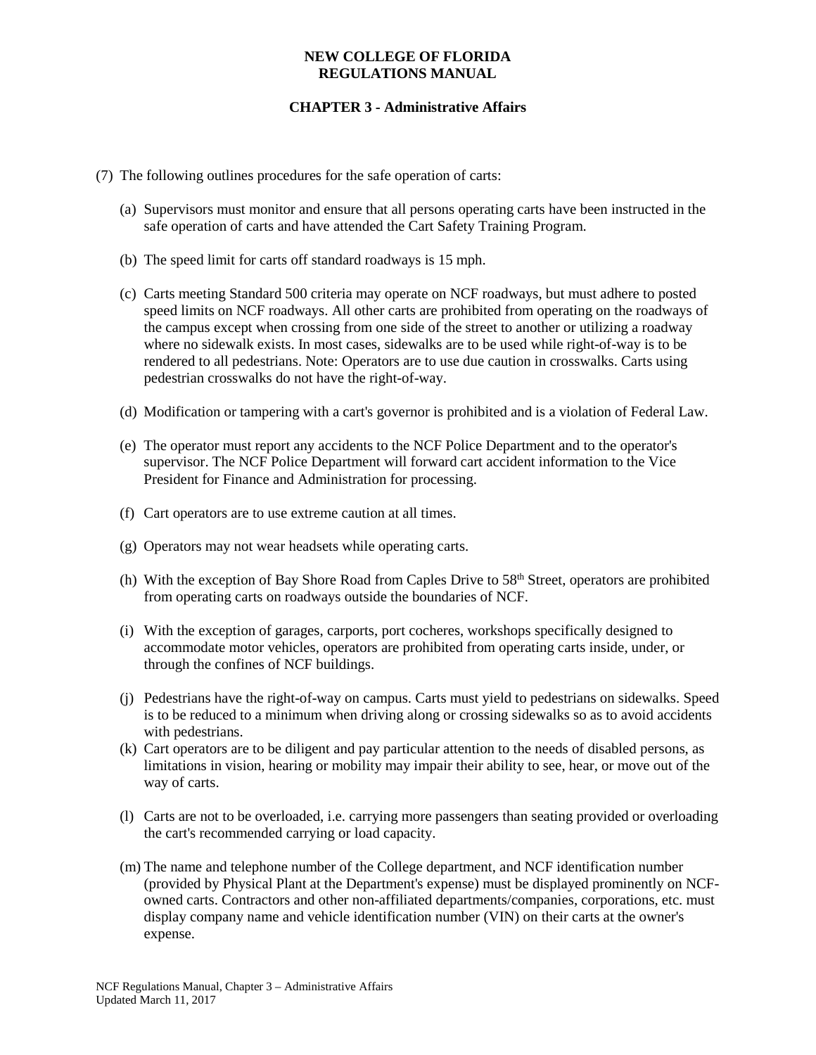(7) The following outlines procedures for the safe operation of carts:

(a) Supervisors must monitor and ensure that all persons operating carts have been instructed in the safe operation of carts and have attended the Cart Safety Training Program.

(b) The speed limit for carts off standard roadways is 15 mph.

(c) Carts meeting Standard 500 criteria may operate on NCF roadways, but must adhere to posted speed limits on NCF roadways. All other carts are prohibited from operating on the roadways of the campus except when crossing from one side of the street to another or utilizing a roadway where no sidewalk exists. In most cases, sidewalks are to be used while right-of-way is to be rendered to all pedestrians. Note: Operators are to use due caution in crosswalks. Carts using pedestrian crosswalks do not have the right-of-way.

(d) Modification or tampering with a cart's governor is prohibited and is a violation of Federal Law.

(e) The operator must report any accidents to the NCF Police Department and to the operator's supervisor. The NCF Police Department will forward cart accident information to the Vice President for Finance and Administration for processing.

(f) Cart operators are to use extreme caution at all times.

(g) Operators may not wear headsets while operating carts.

(h) With the exception of Bay Shore Road from Caples Drive to 58th Street, operators are prohibited from operating carts on roadways outside the boundaries of NCF.

(i) With the exception of garages, carports, port cocheres, workshops specifically designed to accommodate motor vehicles, operators are prohibited from operating carts inside, under, or through the confines of NCF buildings.

(j) Pedestrians have the right-of-way on campus. Carts must yield to pedestrians on sidewalks. Speed is to be reduced to a minimum when driving along or crossing sidewalks so as to avoid accidents with pedestrians.

(k) Cart operators are to be diligent and pay particular attention to the needs of disabled persons, as limitations in vision, hearing or mobility may impair their ability to see, hear, or move out of the way of carts.

(l) Carts are not to be overloaded, i.e. carrying more passengers than seating provided or overloading the cart's recommended carrying or load capacity.

(m) The name and telephone number of the College department, and NCF identification number (provided by Physical Plant at the Department's expense) must be displayed prominently on NCF-owned carts. Contractors and other non-affiliated departments/companies, corporations, etc. must display company name and vehicle identification number (VIN) on their carts at the owner's expense.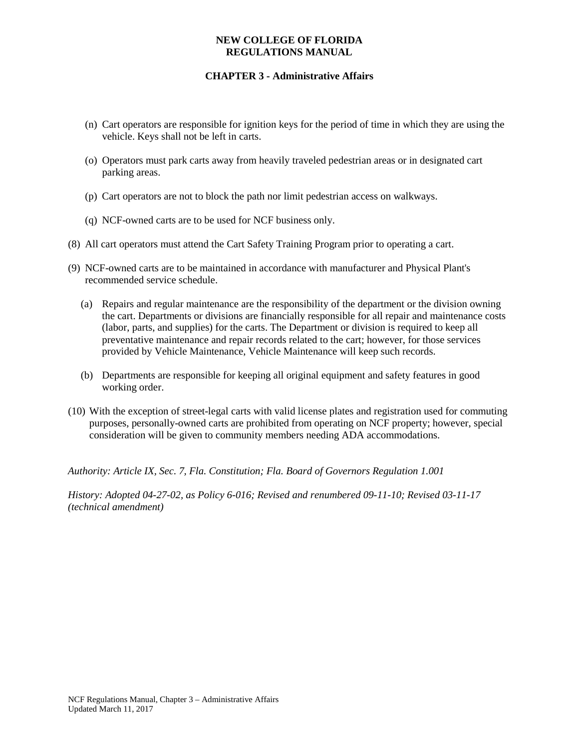(n) Cart operators are responsible for ignition keys for the period of time in which they are using the vehicle. Keys shall not be left in carts.

(o) Operators must park carts away from heavily traveled pedestrian areas or in designated cart parking areas.

(p) Cart operators are not to block the path nor limit pedestrian access on walkways.

(q) NCF-owned carts are to be used for NCF business only.

(8) All cart operators must attend the Cart Safety Training Program prior to operating a cart.

(9) NCF-owned carts are to be maintained in accordance with manufacturer and Physical Plant's recommended service schedule.

(a) Repairs and regular maintenance are the responsibility of the department or the division owning the cart. Departments or divisions are financially responsible for all repair and maintenance costs (labor, parts, and supplies) for the carts. The Department or division is required to keep all preventative maintenance and repair records related to the cart; however, for those services provided by Vehicle Maintenance, Vehicle Maintenance will keep such records.

(b) Departments are responsible for keeping all original equipment and safety features in good working order.

(10) With the exception of street-legal carts with valid license plates and registration used for commuting purposes, personally-owned carts are prohibited from operating on NCF property; however, special consideration will be given to community members needing ADA accommodations.

*Authority: Article IX, Sec. 7, Fla. Constitution; Fla. Board of Governors Regulation 1.001*

*History: Adopted 04-27-02, as Policy 6-016; Revised and renumbered 09-11-10; Revised 03-11-17 (technical amendment)*